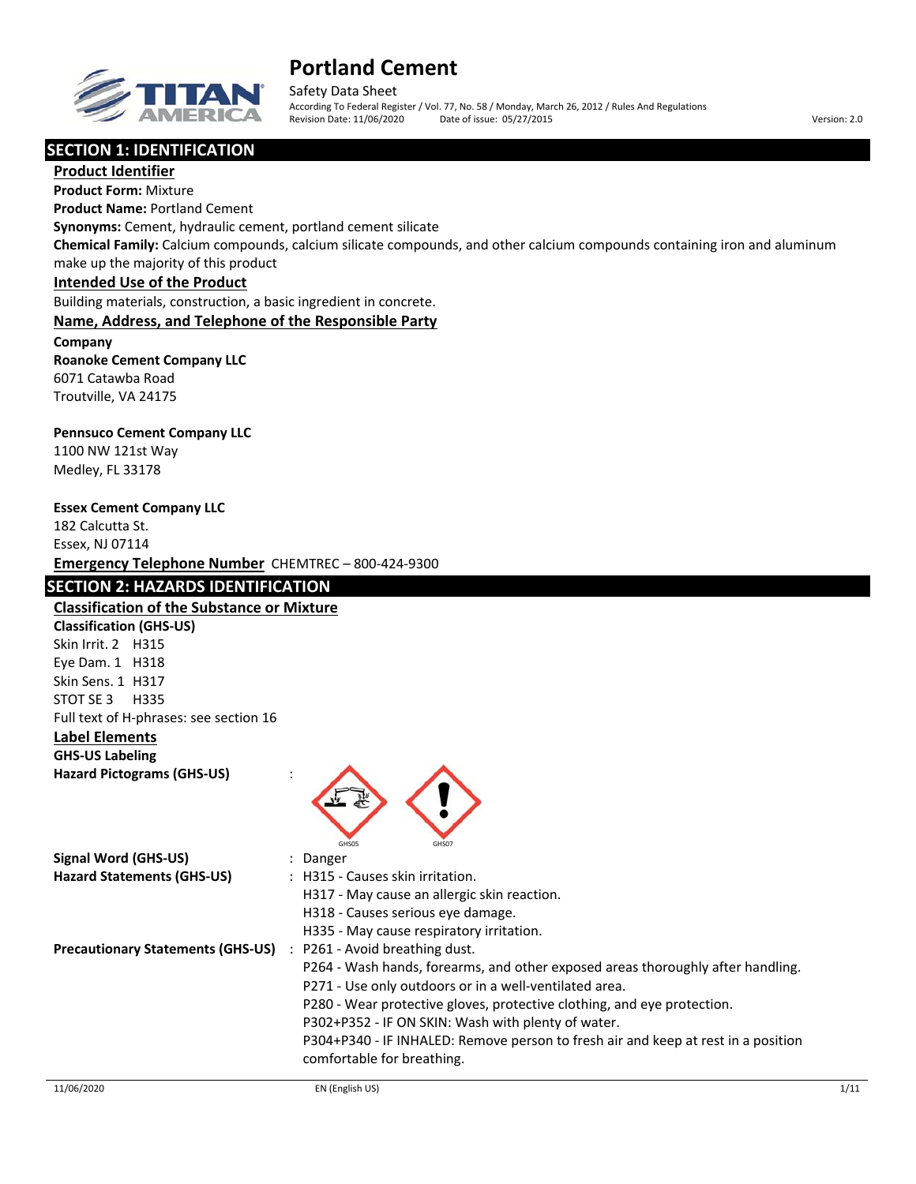# Portland Cement

Safety Data Sheet

According To Federal Register / Vol. 77, No. 58 / Monday, March 26, 2012 / Rules And Regulations

Revision Date: 11/06/2020 Date of issue: 05/27/2015 Version: 2.0

## SECTION 1: IDENTIFICATION

### Product Identifier

**Product Form:** Mixture

**Product Name:** Portland Cement

**Synonyms:** Cement, hydraulic cement, portland cement silicate

**Chemical Family:** Calcium compounds, calcium silicate compounds, and other calcium compounds containing iron and aluminum make up the majority of this product

### Intended Use of the Product

Building materials, construction, a basic ingredient in concrete.

### Name, Address, and Telephone of the Responsible Party

**Company**

**Roanoke Cement Company LLC**
6071 Catawba Road
Troutville, VA 24175

**Pennsuco Cement Company LLC**
1100 NW 121st Way
Medley, FL 33178

**Essex Cement Company LLC**
182 Calcutta St.
Essex, NJ 07114

**Emergency Telephone Number** CHEMTREC – 800-424-9300

## SECTION 2: HAZARDS IDENTIFICATION

### Classification of the Substance or Mixture

**Classification (GHS-US)**

Skin Irrit. 2 H315
Eye Dam. 1 H318
Skin Sens. 1 H317
STOT SE 3 H335

Full text of H-phrases: see section 16

### Label Elements

**GHS-US Labeling**

**Hazard Pictograms (GHS-US)** : GHS05 GHS07

**Signal Word (GHS-US)** : Danger

**Hazard Statements (GHS-US)** :
H315 - Causes skin irritation.
H317 - May cause an allergic skin reaction.
H318 - Causes serious eye damage.
H335 - May cause respiratory irritation.

**Precautionary Statements (GHS-US)** :
P261 - Avoid breathing dust.
P264 - Wash hands, forearms, and other exposed areas thoroughly after handling.
P271 - Use only outdoors or in a well-ventilated area.
P280 - Wear protective gloves, protective clothing, and eye protection.
P302+P352 - IF ON SKIN: Wash with plenty of water.
P304+P340 - IF INHALED: Remove person to fresh air and keep at rest in a position comfortable for breathing.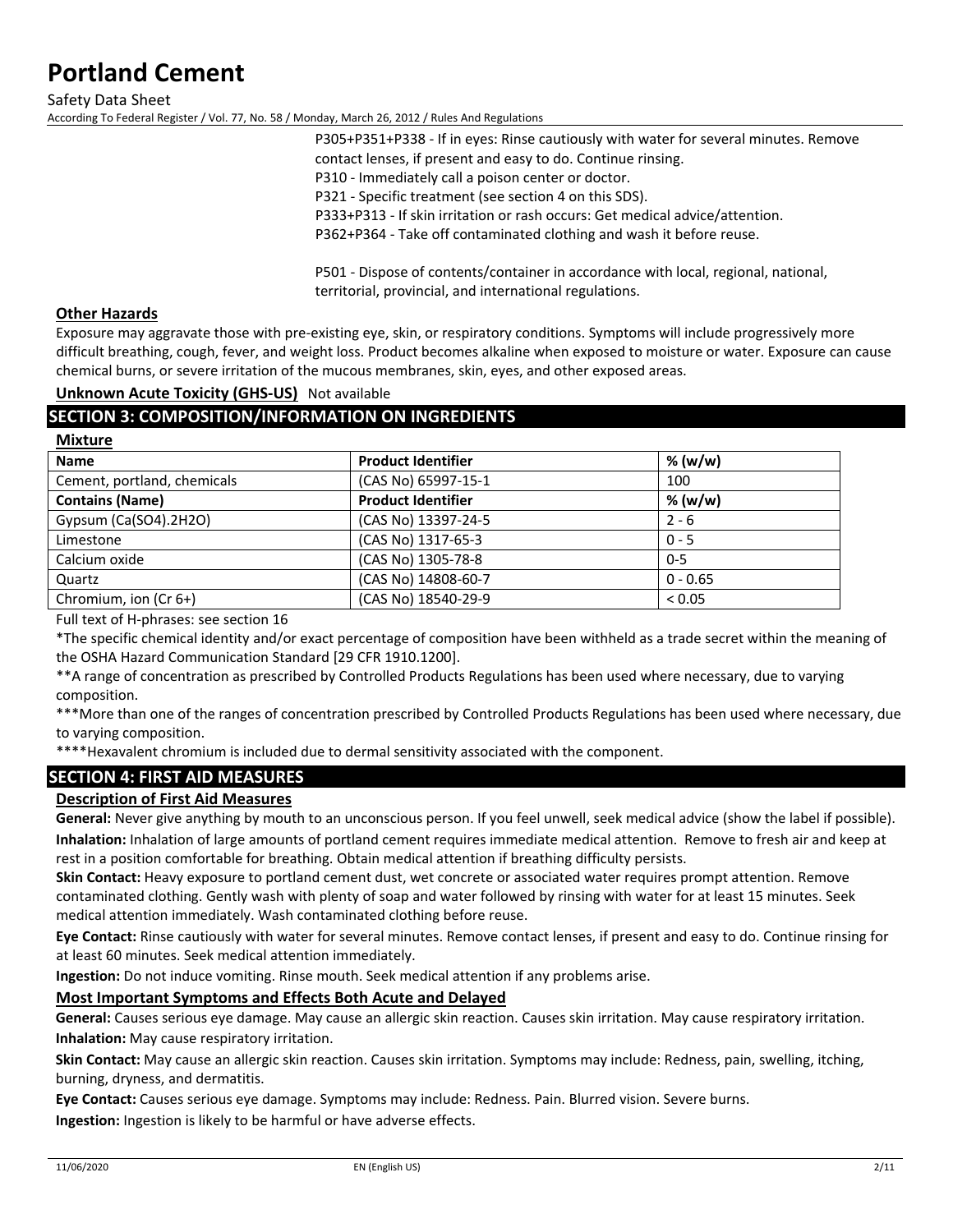P305+P351+P338 - If in eyes: Rinse cautiously with water for several minutes. Remove contact lenses, if present and easy to do. Continue rinsing.
P310 - Immediately call a poison center or doctor.
P321 - Specific treatment (see section 4 on this SDS).
P333+P313 - If skin irritation or rash occurs: Get medical advice/attention.
P362+P364 - Take off contaminated clothing and wash it before reuse.

P501 - Dispose of contents/container in accordance with local, regional, national, territorial, provincial, and international regulations.

### Other Hazards

Exposure may aggravate those with pre-existing eye, skin, or respiratory conditions. Symptoms will include progressively more difficult breathing, cough, fever, and weight loss. Product becomes alkaline when exposed to moisture or water. Exposure can cause chemical burns, or severe irritation of the mucous membranes, skin, eyes, and other exposed areas.

**Unknown Acute Toxicity (GHS-US)** Not available

## SECTION 3: COMPOSITION/INFORMATION ON INGREDIENTS

### Mixture

| Name | Product Identifier | % (w/w) |
|---|---|---|
| Cement, portland, chemicals | (CAS No) 65997-15-1 | 100 |
| **Contains (Name)** | **Product Identifier** | **% (w/w)** |
| Gypsum (Ca(SO4).2H2O) | (CAS No) 13397-24-5 | 2 - 6 |
| Limestone | (CAS No) 1317-65-3 | 0 - 5 |
| Calcium oxide | (CAS No) 1305-78-8 | 0-5 |
| Quartz | (CAS No) 14808-60-7 | 0 - 0.65 |
| Chromium, ion (Cr 6+) | (CAS No) 18540-29-9 | < 0.05 |

Full text of H-phrases: see section 16

*The specific chemical identity and/or exact percentage of composition have been withheld as a trade secret within the meaning of the OSHA Hazard Communication Standard [29 CFR 1910.1200].

**A range of concentration as prescribed by Controlled Products Regulations has been used where necessary, due to varying composition.

***More than one of the ranges of concentration prescribed by Controlled Products Regulations has been used where necessary, due to varying composition.

****Hexavalent chromium is included due to dermal sensitivity associated with the component.

## SECTION 4: FIRST AID MEASURES

### Description of First Aid Measures

**General:** Never give anything by mouth to an unconscious person. If you feel unwell, seek medical advice (show the label if possible).

**Inhalation:** Inhalation of large amounts of portland cement requires immediate medical attention. Remove to fresh air and keep at rest in a position comfortable for breathing. Obtain medical attention if breathing difficulty persists.

**Skin Contact:** Heavy exposure to portland cement dust, wet concrete or associated water requires prompt attention. Remove contaminated clothing. Gently wash with plenty of soap and water followed by rinsing with water for at least 15 minutes. Seek medical attention immediately. Wash contaminated clothing before reuse.

**Eye Contact:** Rinse cautiously with water for several minutes. Remove contact lenses, if present and easy to do. Continue rinsing for at least 60 minutes. Seek medical attention immediately.

**Ingestion:** Do not induce vomiting. Rinse mouth. Seek medical attention if any problems arise.

### Most Important Symptoms and Effects Both Acute and Delayed

**General:** Causes serious eye damage. May cause an allergic skin reaction. Causes skin irritation. May cause respiratory irritation.

**Inhalation:** May cause respiratory irritation.

**Skin Contact:** May cause an allergic skin reaction. Causes skin irritation. Symptoms may include: Redness, pain, swelling, itching, burning, dryness, and dermatitis.

**Eye Contact:** Causes serious eye damage. Symptoms may include: Redness. Pain. Blurred vision. Severe burns.

**Ingestion:** Ingestion is likely to be harmful or have adverse effects.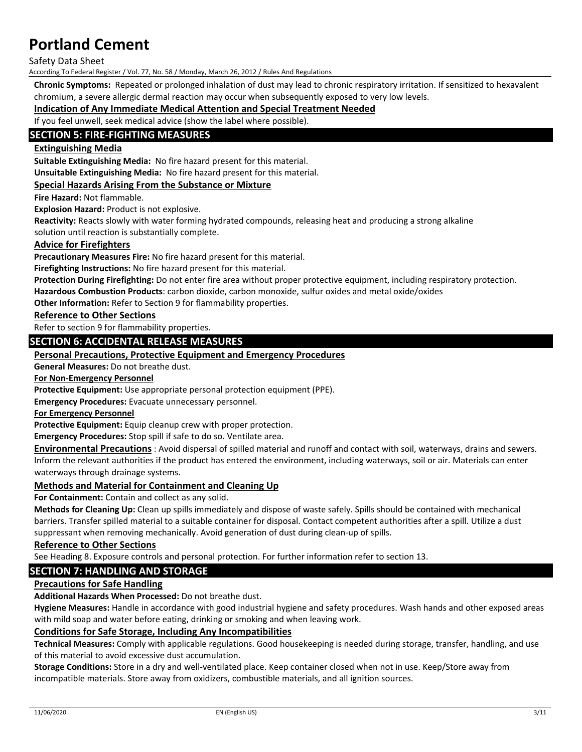**Chronic Symptoms:** Repeated or prolonged inhalation of dust may lead to chronic respiratory irritation. If sensitized to hexavalent chromium, a severe allergic dermal reaction may occur when subsequently exposed to very low levels.

**Indication of Any Immediate Medical Attention and Special Treatment Needed**

If you feel unwell, seek medical advice (show the label where possible).

## SECTION 5: FIRE-FIGHTING MEASURES

**Extinguishing Media**

**Suitable Extinguishing Media:** No fire hazard present for this material.

**Unsuitable Extinguishing Media:** No fire hazard present for this material.

**Special Hazards Arising From the Substance or Mixture**

**Fire Hazard:** Not flammable.

**Explosion Hazard:** Product is not explosive.

**Reactivity:** Reacts slowly with water forming hydrated compounds, releasing heat and producing a strong alkaline solution until reaction is substantially complete.

**Advice for Firefighters**

**Precautionary Measures Fire:** No fire hazard present for this material.

**Firefighting Instructions:** No fire hazard present for this material.

**Protection During Firefighting:** Do not enter fire area without proper protective equipment, including respiratory protection.

**Hazardous Combustion Products**: carbon dioxide, carbon monoxide, sulfur oxides and metal oxide/oxides

**Other Information:** Refer to Section 9 for flammability properties.

**Reference to Other Sections**

Refer to section 9 for flammability properties.

## SECTION 6: ACCIDENTAL RELEASE MEASURES

**Personal Precautions, Protective Equipment and Emergency Procedures**

**General Measures:** Do not breathe dust.

**For Non-Emergency Personnel**

**Protective Equipment:** Use appropriate personal protection equipment (PPE).

**Emergency Procedures:** Evacuate unnecessary personnel.

**For Emergency Personnel**

**Protective Equipment:** Equip cleanup crew with proper protection.

**Emergency Procedures:** Stop spill if safe to do so. Ventilate area.

**Environmental Precautions** : Avoid dispersal of spilled material and runoff and contact with soil, waterways, drains and sewers. Inform the relevant authorities if the product has entered the environment, including waterways, soil or air. Materials can enter waterways through drainage systems.

**Methods and Material for Containment and Cleaning Up**

**For Containment:** Contain and collect as any solid.

**Methods for Cleaning Up:** Clean up spills immediately and dispose of waste safely. Spills should be contained with mechanical barriers. Transfer spilled material to a suitable container for disposal. Contact competent authorities after a spill. Utilize a dust suppressant when removing mechanically. Avoid generation of dust during clean-up of spills.

**Reference to Other Sections**

See Heading 8. Exposure controls and personal protection. For further information refer to section 13.

## SECTION 7: HANDLING AND STORAGE

**Precautions for Safe Handling**

**Additional Hazards When Processed:** Do not breathe dust.

**Hygiene Measures:** Handle in accordance with good industrial hygiene and safety procedures. Wash hands and other exposed areas with mild soap and water before eating, drinking or smoking and when leaving work.

**Conditions for Safe Storage, Including Any Incompatibilities**

**Technical Measures:** Comply with applicable regulations. Good housekeeping is needed during storage, transfer, handling, and use of this material to avoid excessive dust accumulation.

**Storage Conditions:** Store in a dry and well-ventilated place. Keep container closed when not in use. Keep/Store away from incompatible materials. Store away from oxidizers, combustible materials, and all ignition sources.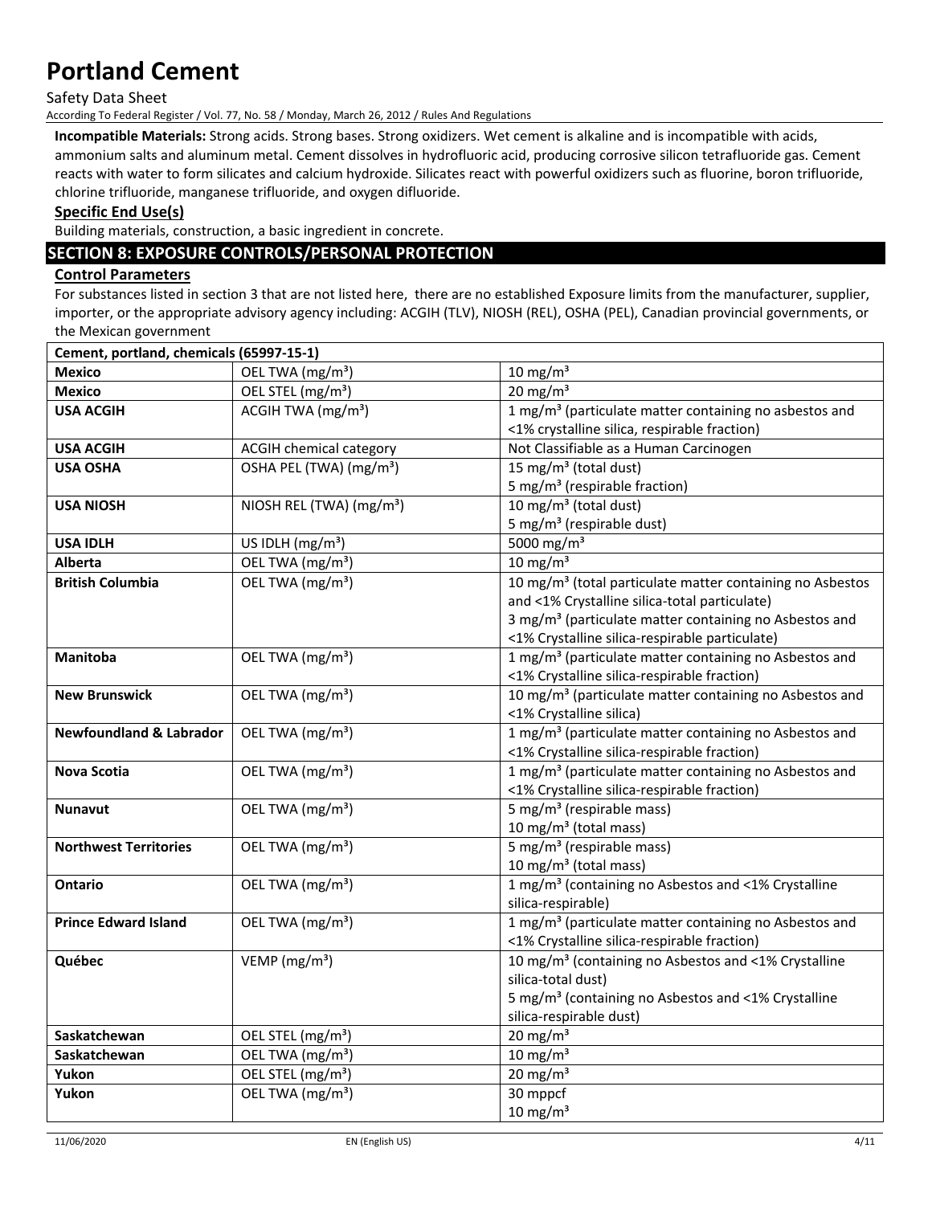**Incompatible Materials:** Strong acids. Strong bases. Strong oxidizers. Wet cement is alkaline and is incompatible with acids, ammonium salts and aluminum metal. Cement dissolves in hydrofluoric acid, producing corrosive silicon tetrafluoride gas. Cement reacts with water to form silicates and calcium hydroxide. Silicates react with powerful oxidizers such as fluorine, boron trifluoride, chlorine trifluoride, manganese trifluoride, and oxygen difluoride.

### Specific End Use(s)

Building materials, construction, a basic ingredient in concrete.

## SECTION 8: EXPOSURE CONTROLS/PERSONAL PROTECTION

### Control Parameters

For substances listed in section 3 that are not listed here, there are no established Exposure limits from the manufacturer, supplier, importer, or the appropriate advisory agency including: ACGIH (TLV), NIOSH (REL), OSHA (PEL), Canadian provincial governments, or the Mexican government

| Cement, portland, chemicals (65997-15-1) | | |
|---|---|---|
| **Mexico** | OEL TWA ($mg/m^3$) | 10 $mg/m^3$ |
| **Mexico** | OEL STEL ($mg/m^3$) | 20 $mg/m^3$ |
| **USA ACGIH** | ACGIH TWA ($mg/m^3$) | 1 $mg/m^3$ (particulate matter containing no asbestos and <1% crystalline silica, respirable fraction) |
| **USA ACGIH** | ACGIH chemical category | Not Classifiable as a Human Carcinogen |
| **USA OSHA** | OSHA PEL (TWA) ($mg/m^3$) | 15 $mg/m^3$ (total dust)<br>5 $mg/m^3$ (respirable fraction) |
| **USA NIOSH** | NIOSH REL (TWA) ($mg/m^3$) | 10 $mg/m^3$ (total dust)<br>5 $mg/m^3$ (respirable dust) |
| **USA IDLH** | US IDLH ($mg/m^3$) | 5000 $mg/m^3$ |
| **Alberta** | OEL TWA ($mg/m^3$) | 10 $mg/m^3$ |
| **British Columbia** | OEL TWA ($mg/m^3$) | 10 $mg/m^3$ (total particulate matter containing no Asbestos and <1% Crystalline silica-total particulate)<br>3 $mg/m^3$ (particulate matter containing no Asbestos and <1% Crystalline silica-respirable particulate) |
| **Manitoba** | OEL TWA ($mg/m^3$) | 1 $mg/m^3$ (particulate matter containing no Asbestos and <1% Crystalline silica-respirable fraction) |
| **New Brunswick** | OEL TWA ($mg/m^3$) | 10 $mg/m^3$ (particulate matter containing no Asbestos and <1% Crystalline silica) |
| **Newfoundland & Labrador** | OEL TWA ($mg/m^3$) | 1 $mg/m^3$ (particulate matter containing no Asbestos and <1% Crystalline silica-respirable fraction) |
| **Nova Scotia** | OEL TWA ($mg/m^3$) | 1 $mg/m^3$ (particulate matter containing no Asbestos and <1% Crystalline silica-respirable fraction) |
| **Nunavut** | OEL TWA ($mg/m^3$) | 5 $mg/m^3$ (respirable mass)<br>10 $mg/m^3$ (total mass) |
| **Northwest Territories** | OEL TWA ($mg/m^3$) | 5 $mg/m^3$ (respirable mass)<br>10 $mg/m^3$ (total mass) |
| **Ontario** | OEL TWA ($mg/m^3$) | 1 $mg/m^3$ (containing no Asbestos and <1% Crystalline silica-respirable) |
| **Prince Edward Island** | OEL TWA ($mg/m^3$) | 1 $mg/m^3$ (particulate matter containing no Asbestos and <1% Crystalline silica-respirable fraction) |
| **Québec** | VEMP ($mg/m^3$) | 10 $mg/m^3$ (containing no Asbestos and <1% Crystalline silica-total dust)<br>5 $mg/m^3$ (containing no Asbestos and <1% Crystalline silica-respirable dust) |
| **Saskatchewan** | OEL STEL ($mg/m^3$) | 20 $mg/m^3$ |
| **Saskatchewan** | OEL TWA ($mg/m^3$) | 10 $mg/m^3$ |
| **Yukon** | OEL STEL ($mg/m^3$) | 20 $mg/m^3$ |
| **Yukon** | OEL TWA ($mg/m^3$) | 30 mppcf<br>10 $mg/m^3$ |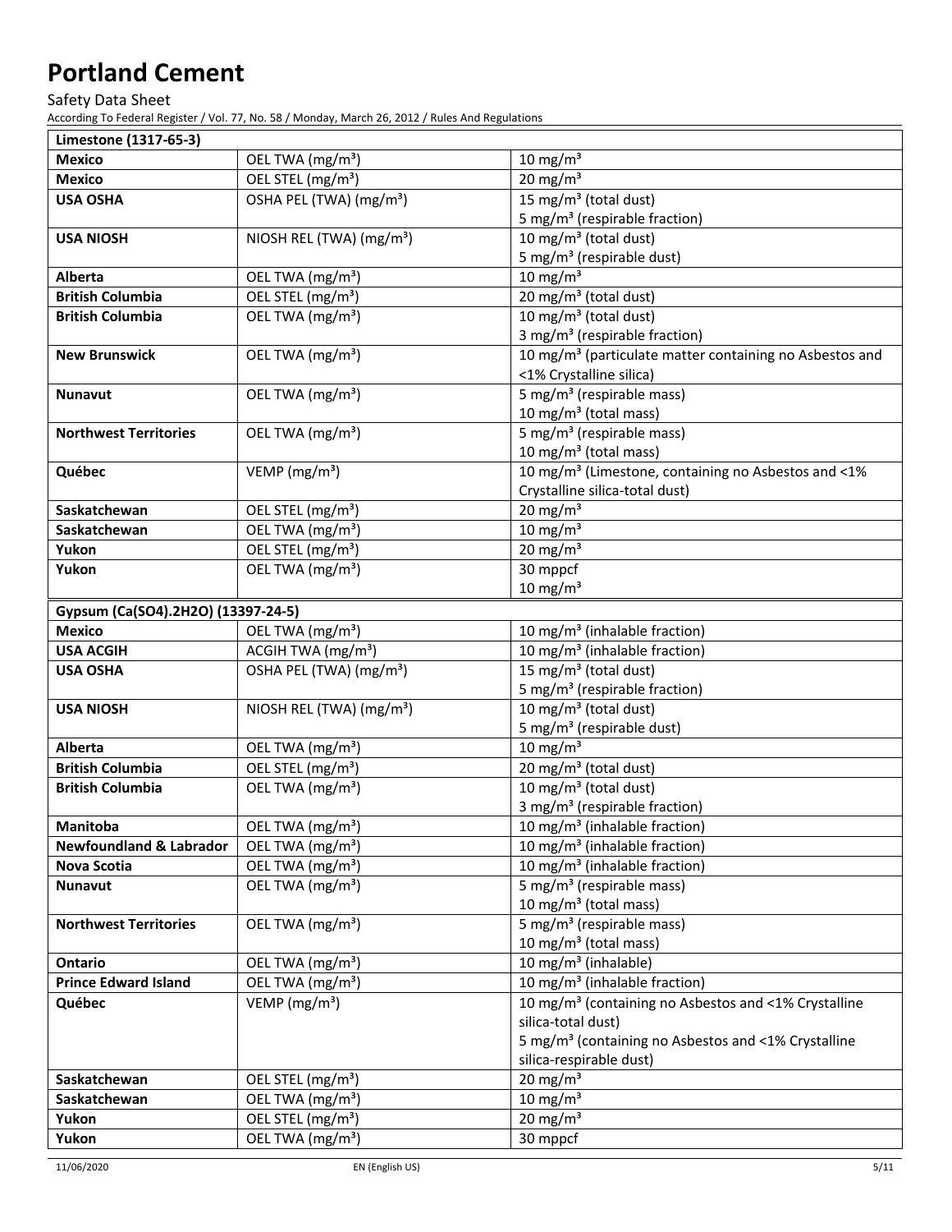| Limestone (1317-65-3) | | |
|---|---|---|
| **Mexico** | OEL TWA (mg/m³) | 10 mg/m³ |
| **Mexico** | OEL STEL (mg/m³) | 20 mg/m³ |
| **USA OSHA** | OSHA PEL (TWA) (mg/m³) | 15 mg/m³ (total dust)<br>5 mg/m³ (respirable fraction) |
| **USA NIOSH** | NIOSH REL (TWA) (mg/m³) | 10 mg/m³ (total dust)<br>5 mg/m³ (respirable dust) |
| **Alberta** | OEL TWA (mg/m³) | 10 mg/m³ |
| **British Columbia** | OEL STEL (mg/m³) | 20 mg/m³ (total dust) |
| **British Columbia** | OEL TWA (mg/m³) | 10 mg/m³ (total dust)<br>3 mg/m³ (respirable fraction) |
| **New Brunswick** | OEL TWA (mg/m³) | 10 mg/m³ (particulate matter containing no Asbestos and <1% Crystalline silica) |
| **Nunavut** | OEL TWA (mg/m³) | 5 mg/m³ (respirable mass)<br>10 mg/m³ (total mass) |
| **Northwest Territories** | OEL TWA (mg/m³) | 5 mg/m³ (respirable mass)<br>10 mg/m³ (total mass) |
| **Québec** | VEMP (mg/m³) | 10 mg/m³ (Limestone, containing no Asbestos and <1% Crystalline silica-total dust) |
| **Saskatchewan** | OEL STEL (mg/m³) | 20 mg/m³ |
| **Saskatchewan** | OEL TWA (mg/m³) | 10 mg/m³ |
| **Yukon** | OEL STEL (mg/m³) | 20 mg/m³ |
| **Yukon** | OEL TWA (mg/m³) | 30 mppcf<br>10 mg/m³ |

| Gypsum (Ca(SO4).2H2O) (13397-24-5) | | |
|---|---|---|
| **Mexico** | OEL TWA (mg/m³) | 10 mg/m³ (inhalable fraction) |
| **USA ACGIH** | ACGIH TWA (mg/m³) | 10 mg/m³ (inhalable fraction) |
| **USA OSHA** | OSHA PEL (TWA) (mg/m³) | 15 mg/m³ (total dust)<br>5 mg/m³ (respirable fraction) |
| **USA NIOSH** | NIOSH REL (TWA) (mg/m³) | 10 mg/m³ (total dust)<br>5 mg/m³ (respirable dust) |
| **Alberta** | OEL TWA (mg/m³) | 10 mg/m³ |
| **British Columbia** | OEL STEL (mg/m³) | 20 mg/m³ (total dust) |
| **British Columbia** | OEL TWA (mg/m³) | 10 mg/m³ (total dust)<br>3 mg/m³ (respirable fraction) |
| **Manitoba** | OEL TWA (mg/m³) | 10 mg/m³ (inhalable fraction) |
| **Newfoundland & Labrador** | OEL TWA (mg/m³) | 10 mg/m³ (inhalable fraction) |
| **Nova Scotia** | OEL TWA (mg/m³) | 10 mg/m³ (inhalable fraction) |
| **Nunavut** | OEL TWA (mg/m³) | 5 mg/m³ (respirable mass)<br>10 mg/m³ (total mass) |
| **Northwest Territories** | OEL TWA (mg/m³) | 5 mg/m³ (respirable mass)<br>10 mg/m³ (total mass) |
| **Ontario** | OEL TWA (mg/m³) | 10 mg/m³ (inhalable) |
| **Prince Edward Island** | OEL TWA (mg/m³) | 10 mg/m³ (inhalable fraction) |
| **Québec** | VEMP (mg/m³) | 10 mg/m³ (containing no Asbestos and <1% Crystalline silica-total dust)<br>5 mg/m³ (containing no Asbestos and <1% Crystalline silica-respirable dust) |
| **Saskatchewan** | OEL STEL (mg/m³) | 20 mg/m³ |
| **Saskatchewan** | OEL TWA (mg/m³) | 10 mg/m³ |
| **Yukon** | OEL STEL (mg/m³) | 20 mg/m³ |
| **Yukon** | OEL TWA (mg/m³) | 30 mppcf |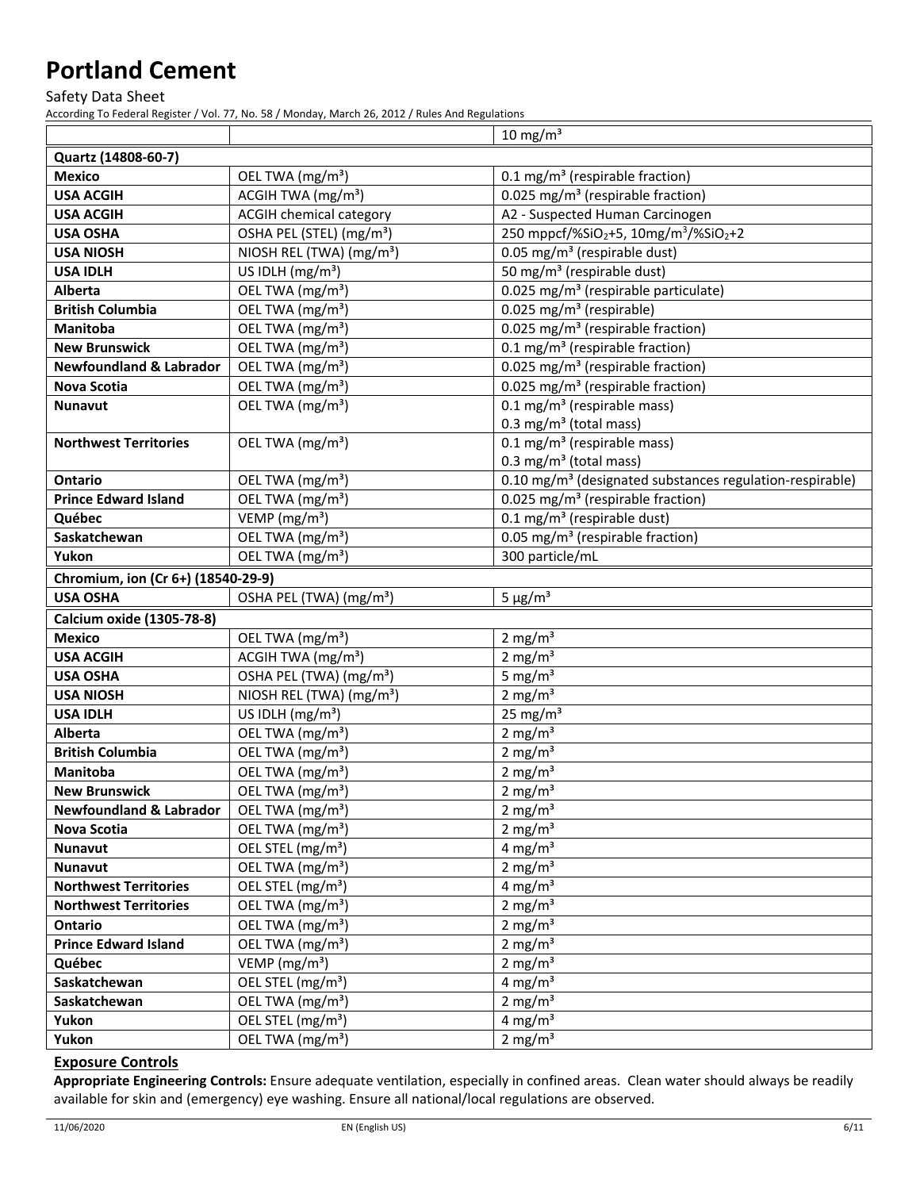| | | |
|---|---|---|
| | | 10 mg/m³ |
| **Quartz (14808-60-7)** | | |
| **Mexico** | OEL TWA (mg/m³) | 0.1 mg/m³ (respirable fraction) |
| **USA ACGIH** | ACGIH TWA (mg/m³) | 0.025 mg/m³ (respirable fraction) |
| **USA ACGIH** | ACGIH chemical category | A2 - Suspected Human Carcinogen |
| **USA OSHA** | OSHA PEL (STEL) (mg/m³) | 250 mppcf/%$SiO_2$+5, 10mg/m³/%$SiO_2$+2 |
| **USA NIOSH** | NIOSH REL (TWA) (mg/m³) | 0.05 mg/m³ (respirable dust) |
| **USA IDLH** | US IDLH (mg/m³) | 50 mg/m³ (respirable dust) |
| **Alberta** | OEL TWA (mg/m³) | 0.025 mg/m³ (respirable particulate) |
| **British Columbia** | OEL TWA (mg/m³) | 0.025 mg/m³ (respirable) |
| **Manitoba** | OEL TWA (mg/m³) | 0.025 mg/m³ (respirable fraction) |
| **New Brunswick** | OEL TWA (mg/m³) | 0.1 mg/m³ (respirable fraction) |
| **Newfoundland & Labrador** | OEL TWA (mg/m³) | 0.025 mg/m³ (respirable fraction) |
| **Nova Scotia** | OEL TWA (mg/m³) | 0.025 mg/m³ (respirable fraction) |
| **Nunavut** | OEL TWA (mg/m³) | 0.1 mg/m³ (respirable mass)<br>0.3 mg/m³ (total mass) |
| **Northwest Territories** | OEL TWA (mg/m³) | 0.1 mg/m³ (respirable mass)<br>0.3 mg/m³ (total mass) |
| **Ontario** | OEL TWA (mg/m³) | 0.10 mg/m³ (designated substances regulation-respirable) |
| **Prince Edward Island** | OEL TWA (mg/m³) | 0.025 mg/m³ (respirable fraction) |
| **Québec** | VEMP (mg/m³) | 0.1 mg/m³ (respirable dust) |
| **Saskatchewan** | OEL TWA (mg/m³) | 0.05 mg/m³ (respirable fraction) |
| **Yukon** | OEL TWA (mg/m³) | 300 particle/mL |
| **Chromium, ion (Cr 6+) (18540-29-9)** | | |
| **USA OSHA** | OSHA PEL (TWA) (mg/m³) | 5 µg/m³ |
| **Calcium oxide (1305-78-8)** | | |
| **Mexico** | OEL TWA (mg/m³) | 2 mg/m³ |
| **USA ACGIH** | ACGIH TWA (mg/m³) | 2 mg/m³ |
| **USA OSHA** | OSHA PEL (TWA) (mg/m³) | 5 mg/m³ |
| **USA NIOSH** | NIOSH REL (TWA) (mg/m³) | 2 mg/m³ |
| **USA IDLH** | US IDLH (mg/m³) | 25 mg/m³ |
| **Alberta** | OEL TWA (mg/m³) | 2 mg/m³ |
| **British Columbia** | OEL TWA (mg/m³) | 2 mg/m³ |
| **Manitoba** | OEL TWA (mg/m³) | 2 mg/m³ |
| **New Brunswick** | OEL TWA (mg/m³) | 2 mg/m³ |
| **Newfoundland & Labrador** | OEL TWA (mg/m³) | 2 mg/m³ |
| **Nova Scotia** | OEL TWA (mg/m³) | 2 mg/m³ |
| **Nunavut** | OEL STEL (mg/m³) | 4 mg/m³ |
| **Nunavut** | OEL TWA (mg/m³) | 2 mg/m³ |
| **Northwest Territories** | OEL STEL (mg/m³) | 4 mg/m³ |
| **Northwest Territories** | OEL TWA (mg/m³) | 2 mg/m³ |
| **Ontario** | OEL TWA (mg/m³) | 2 mg/m³ |
| **Prince Edward Island** | OEL TWA (mg/m³) | 2 mg/m³ |
| **Québec** | VEMP (mg/m³) | 2 mg/m³ |
| **Saskatchewan** | OEL STEL (mg/m³) | 4 mg/m³ |
| **Saskatchewan** | OEL TWA (mg/m³) | 2 mg/m³ |
| **Yukon** | OEL STEL (mg/m³) | 4 mg/m³ |
| **Yukon** | OEL TWA (mg/m³) | 2 mg/m³ |

## Exposure Controls

**Appropriate Engineering Controls:** Ensure adequate ventilation, especially in confined areas. Clean water should always be readily available for skin and (emergency) eye washing. Ensure all national/local regulations are observed.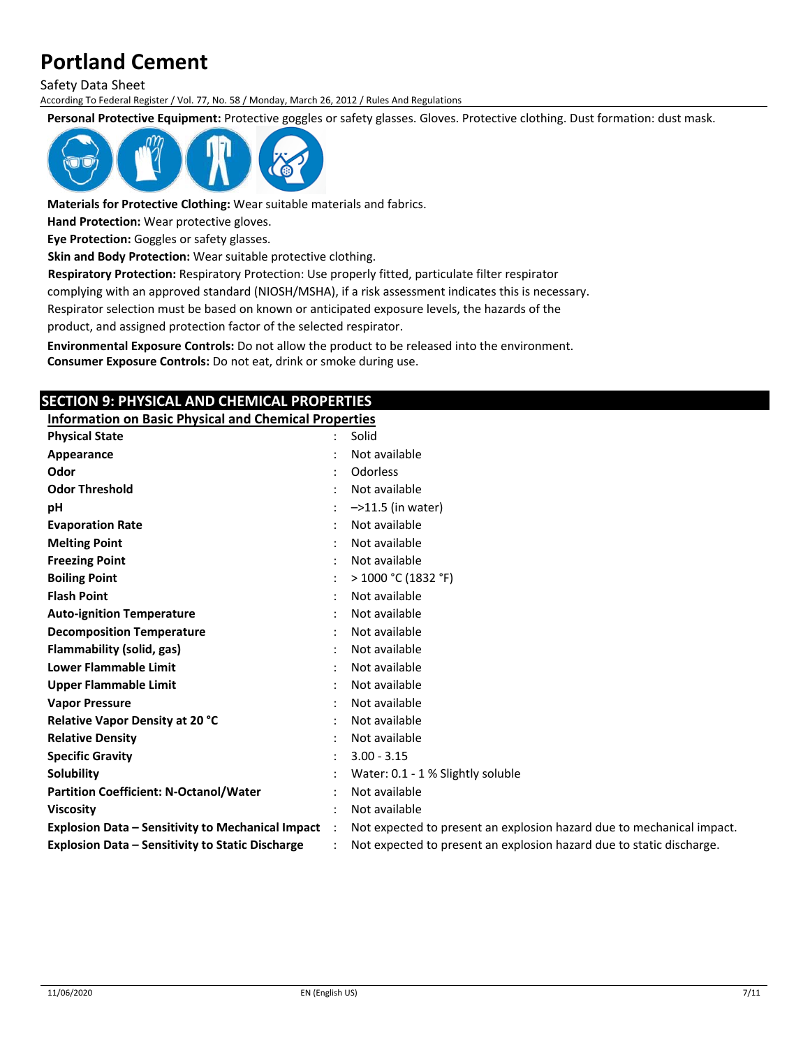**Personal Protective Equipment:** Protective goggles or safety glasses. Gloves. Protective clothing. Dust formation: dust mask.

**Materials for Protective Clothing:** Wear suitable materials and fabrics.

**Hand Protection:** Wear protective gloves.

**Eye Protection:** Goggles or safety glasses.

**Skin and Body Protection:** Wear suitable protective clothing.

**Respiratory Protection:** Respiratory Protection: Use properly fitted, particulate filter respirator complying with an approved standard (NIOSH/MSHA), if a risk assessment indicates this is necessary. Respirator selection must be based on known or anticipated exposure levels, the hazards of the product, and assigned protection factor of the selected respirator.

**Environmental Exposure Controls:** Do not allow the product to be released into the environment.

**Consumer Exposure Controls:** Do not eat, drink or smoke during use.

## SECTION 9: PHYSICAL AND CHEMICAL PROPERTIES

### Information on Basic Physical and Chemical Properties

| Property | Value |
|---|---|
| **Physical State** | Solid |
| **Appearance** | Not available |
| **Odor** | Odorless |
| **Odor Threshold** | Not available |
| **pH** | –>11.5 (in water) |
| **Evaporation Rate** | Not available |
| **Melting Point** | Not available |
| **Freezing Point** | Not available |
| **Boiling Point** | > 1000 °C (1832 °F) |
| **Flash Point** | Not available |
| **Auto-ignition Temperature** | Not available |
| **Decomposition Temperature** | Not available |
| **Flammability (solid, gas)** | Not available |
| **Lower Flammable Limit** | Not available |
| **Upper Flammable Limit** | Not available |
| **Vapor Pressure** | Not available |
| **Relative Vapor Density at 20 °C** | Not available |
| **Relative Density** | Not available |
| **Specific Gravity** | 3.00 - 3.15 |
| **Solubility** | Water: 0.1 - 1 % Slightly soluble |
| **Partition Coefficient: N-Octanol/Water** | Not available |
| **Viscosity** | Not available |
| **Explosion Data – Sensitivity to Mechanical Impact** | Not expected to present an explosion hazard due to mechanical impact. |
| **Explosion Data – Sensitivity to Static Discharge** | Not expected to present an explosion hazard due to static discharge. |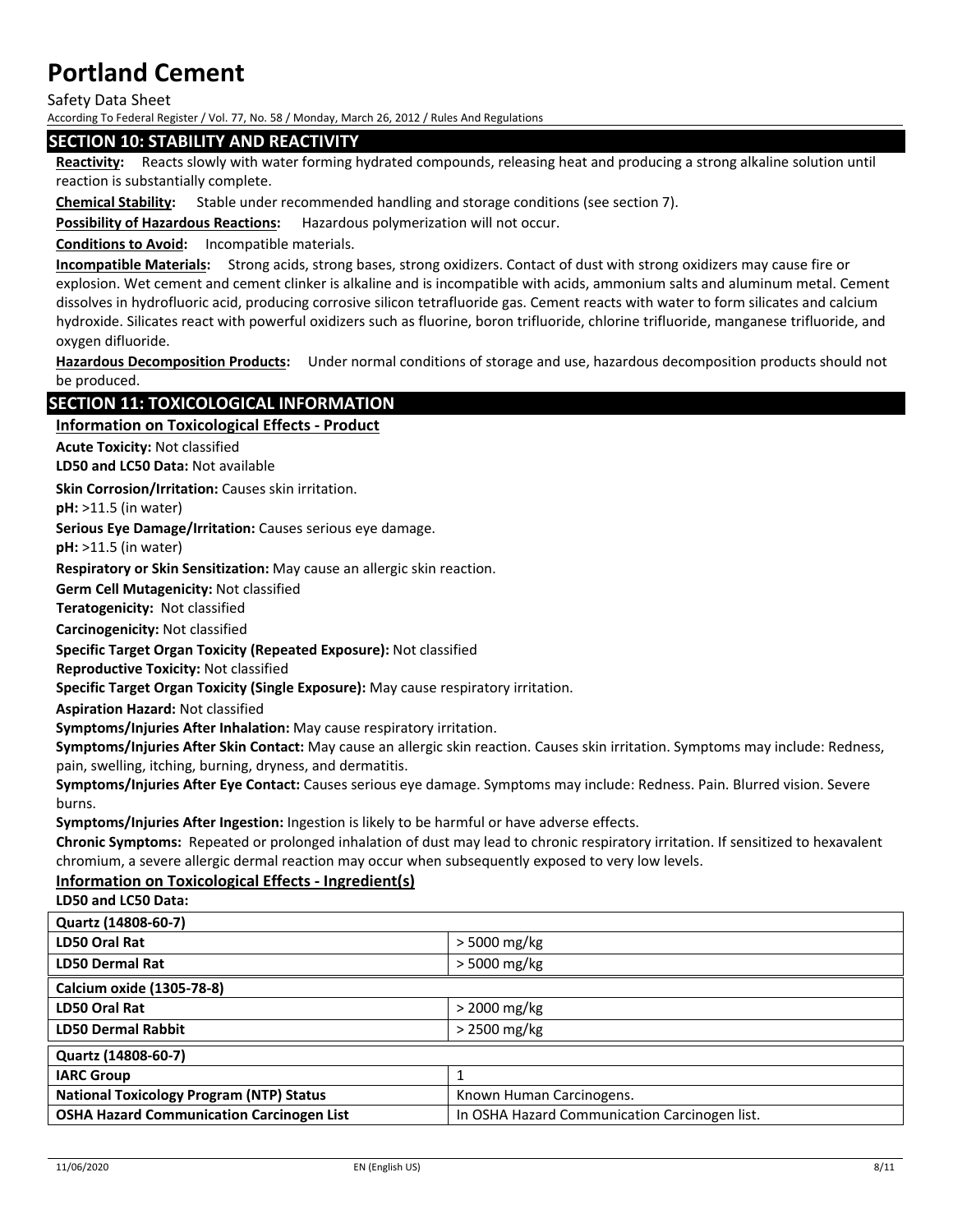## SECTION 10: STABILITY AND REACTIVITY

**Reactivity:** Reacts slowly with water forming hydrated compounds, releasing heat and producing a strong alkaline solution until reaction is substantially complete.

**Chemical Stability:** Stable under recommended handling and storage conditions (see section 7).

**Possibility of Hazardous Reactions:** Hazardous polymerization will not occur.

**Conditions to Avoid:** Incompatible materials.

**Incompatible Materials:** Strong acids, strong bases, strong oxidizers. Contact of dust with strong oxidizers may cause fire or explosion. Wet cement and cement clinker is alkaline and is incompatible with acids, ammonium salts and aluminum metal. Cement dissolves in hydrofluoric acid, producing corrosive silicon tetrafluoride gas. Cement reacts with water to form silicates and calcium hydroxide. Silicates react with powerful oxidizers such as fluorine, boron trifluoride, chlorine trifluoride, manganese trifluoride, and oxygen difluoride.

**Hazardous Decomposition Products:** Under normal conditions of storage and use, hazardous decomposition products should not be produced.

## SECTION 11: TOXICOLOGICAL INFORMATION

### Information on Toxicological Effects - Product

**Acute Toxicity:** Not classified

**LD50 and LC50 Data:** Not available

**Skin Corrosion/Irritation:** Causes skin irritation.

**pH:** >11.5 (in water)

**Serious Eye Damage/Irritation:** Causes serious eye damage.

**pH:** >11.5 (in water)

**Respiratory or Skin Sensitization:** May cause an allergic skin reaction.

**Germ Cell Mutagenicity:** Not classified

**Teratogenicity:** Not classified

**Carcinogenicity:** Not classified

**Specific Target Organ Toxicity (Repeated Exposure):** Not classified

**Reproductive Toxicity:** Not classified

**Specific Target Organ Toxicity (Single Exposure):** May cause respiratory irritation.

**Aspiration Hazard:** Not classified

**Symptoms/Injuries After Inhalation:** May cause respiratory irritation.

**Symptoms/Injuries After Skin Contact:** May cause an allergic skin reaction. Causes skin irritation. Symptoms may include: Redness, pain, swelling, itching, burning, dryness, and dermatitis.

**Symptoms/Injuries After Eye Contact:** Causes serious eye damage. Symptoms may include: Redness. Pain. Blurred vision. Severe burns.

**Symptoms/Injuries After Ingestion:** Ingestion is likely to be harmful or have adverse effects.

**Chronic Symptoms:** Repeated or prolonged inhalation of dust may lead to chronic respiratory irritation. If sensitized to hexavalent chromium, a severe allergic dermal reaction may occur when subsequently exposed to very low levels.

### Information on Toxicological Effects - Ingredient(s)

**LD50 and LC50 Data:**

| Quartz (14808-60-7) | |
|---|---|
| **LD50 Oral Rat** | > 5000 mg/kg |
| **LD50 Dermal Rat** | > 5000 mg/kg |
| **Calcium oxide (1305-78-8)** | |
| **LD50 Oral Rat** | > 2000 mg/kg |
| **LD50 Dermal Rabbit** | > 2500 mg/kg |
| **Quartz (14808-60-7)** | |
| **IARC Group** | 1 |
| **National Toxicology Program (NTP) Status** | Known Human Carcinogens. |
| **OSHA Hazard Communication Carcinogen List** | In OSHA Hazard Communication Carcinogen list. |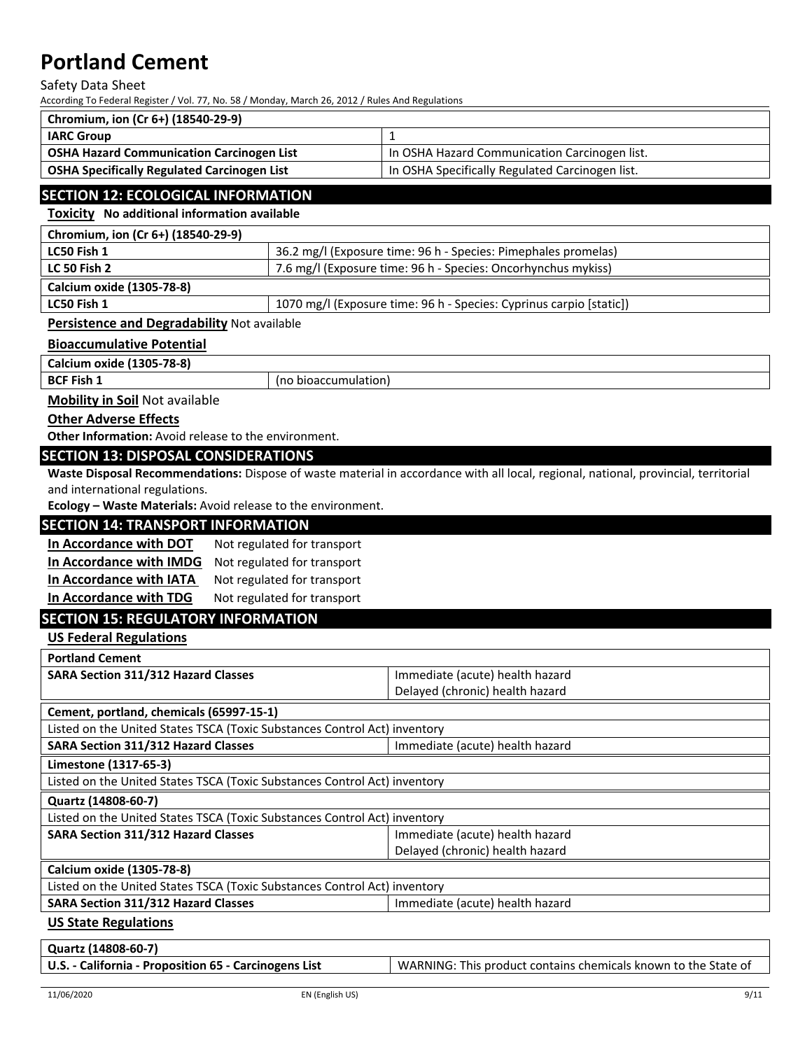| Chromium, ion (Cr 6+) (18540-29-9) | |
|---|---|
| **IARC Group** | 1 |
| **OSHA Hazard Communication Carcinogen List** | In OSHA Hazard Communication Carcinogen list. |
| **OSHA Specifically Regulated Carcinogen List** | In OSHA Specifically Regulated Carcinogen list. |

## SECTION 12: ECOLOGICAL INFORMATION

**Toxicity** **No additional information available**

| Chromium, ion (Cr 6+) (18540-29-9) | |
|---|---|
| **LC50 Fish 1** | 36.2 mg/l (Exposure time: 96 h - Species: Pimephales promelas) |
| **LC 50 Fish 2** | 7.6 mg/l (Exposure time: 96 h - Species: Oncorhynchus mykiss) |

| Calcium oxide (1305-78-8) | |
|---|---|
| **LC50 Fish 1** | 1070 mg/l (Exposure time: 96 h - Species: Cyprinus carpio [static]) |

**Persistence and Degradability** Not available

**Bioaccumulative Potential**

| Calcium oxide (1305-78-8) | |
|---|---|
| **BCF Fish 1** | (no bioaccumulation) |

**Mobility in Soil** Not available

**Other Adverse Effects**

**Other Information:** Avoid release to the environment.

## SECTION 13: DISPOSAL CONSIDERATIONS

**Waste Disposal Recommendations:** Dispose of waste material in accordance with all local, regional, national, provincial, territorial and international regulations.

**Ecology – Waste Materials:** Avoid release to the environment.

## SECTION 14: TRANSPORT INFORMATION

**In Accordance with DOT** Not regulated for transport

**In Accordance with IMDG** Not regulated for transport

**In Accordance with IATA** Not regulated for transport

**In Accordance with TDG** Not regulated for transport

## SECTION 15: REGULATORY INFORMATION

**US Federal Regulations**

| Portland Cement | |
|---|---|
| **SARA Section 311/312 Hazard Classes** | Immediate (acute) health hazard<br>Delayed (chronic) health hazard |

| Cement, portland, chemicals (65997-15-1) | |
|---|---|
| Listed on the United States TSCA (Toxic Substances Control Act) inventory | |
| **SARA Section 311/312 Hazard Classes** | Immediate (acute) health hazard |

| Limestone (1317-65-3) |
|---|
| Listed on the United States TSCA (Toxic Substances Control Act) inventory |

| Quartz (14808-60-7) | |
|---|---|
| Listed on the United States TSCA (Toxic Substances Control Act) inventory | |
| **SARA Section 311/312 Hazard Classes** | Immediate (acute) health hazard<br>Delayed (chronic) health hazard |

| Calcium oxide (1305-78-8) | |
|---|---|
| Listed on the United States TSCA (Toxic Substances Control Act) inventory | |
| **SARA Section 311/312 Hazard Classes** | Immediate (acute) health hazard |

**US State Regulations**

| Quartz (14808-60-7) | |
|---|---|
| **U.S. - California - Proposition 65 - Carcinogens List** | WARNING: This product contains chemicals known to the State of |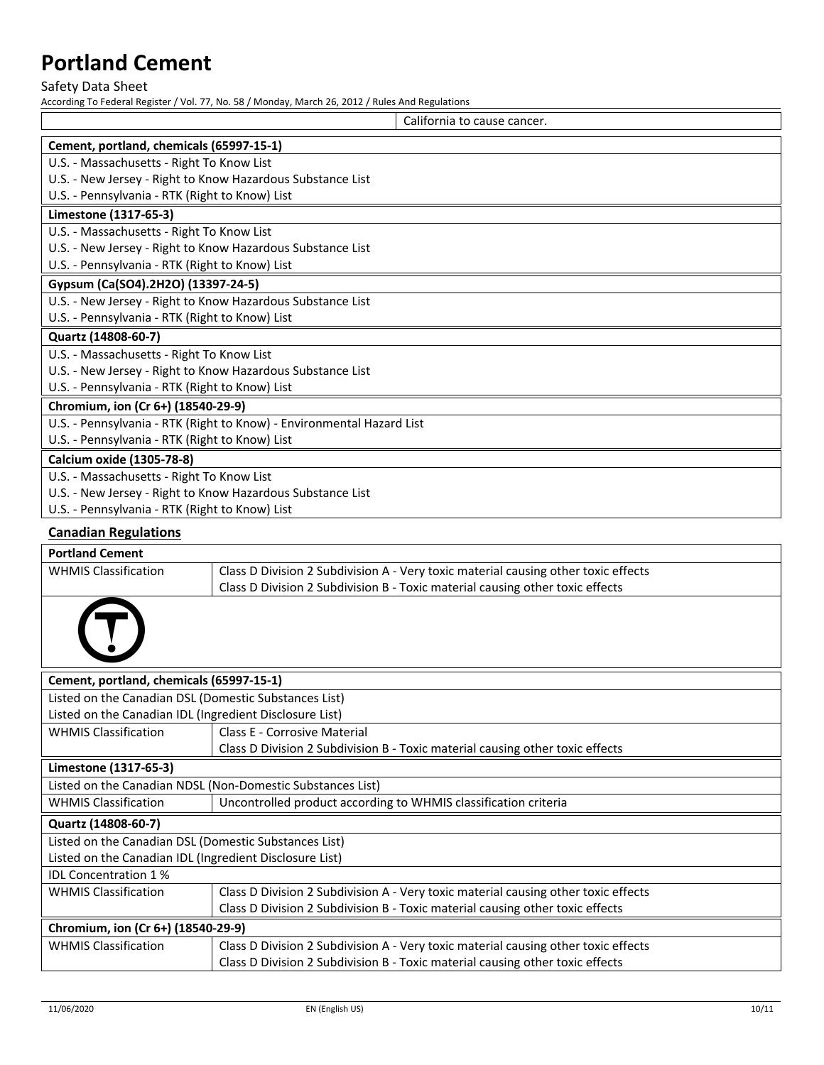| | California to cause cancer. |
|---|---|

| Cement, portland, chemicals (65997-15-1) |
|---|
| U.S. - Massachusetts - Right To Know List |
| U.S. - New Jersey - Right to Know Hazardous Substance List |
| U.S. - Pennsylvania - RTK (Right to Know) List |
| **Limestone (1317-65-3)** |
| U.S. - Massachusetts - Right To Know List |
| U.S. - New Jersey - Right to Know Hazardous Substance List |
| U.S. - Pennsylvania - RTK (Right to Know) List |
| **Gypsum (Ca(SO4).2H2O) (13397-24-5)** |
| U.S. - New Jersey - Right to Know Hazardous Substance List |
| U.S. - Pennsylvania - RTK (Right to Know) List |
| **Quartz (14808-60-7)** |
| U.S. - Massachusetts - Right To Know List |
| U.S. - New Jersey - Right to Know Hazardous Substance List |
| U.S. - Pennsylvania - RTK (Right to Know) List |
| **Chromium, ion (Cr 6+) (18540-29-9)** |
| U.S. - Pennsylvania - RTK (Right to Know) - Environmental Hazard List |
| U.S. - Pennsylvania - RTK (Right to Know) List |
| **Calcium oxide (1305-78-8)** |
| U.S. - Massachusetts - Right To Know List |
| U.S. - New Jersey - Right to Know Hazardous Substance List |
| U.S. - Pennsylvania - RTK (Right to Know) List |

## Canadian Regulations

| Portland Cement | |
|---|---|
| WHMIS Classification | Class D Division 2 Subdivision A - Very toxic material causing other toxic effects<br>Class D Division 2 Subdivision B - Toxic material causing other toxic effects |

| Cement, portland, chemicals (65997-15-1) | |
|---|---|
| Listed on the Canadian DSL (Domestic Substances List) | |
| Listed on the Canadian IDL (Ingredient Disclosure List) | |
| WHMIS Classification | Class E - Corrosive Material<br>Class D Division 2 Subdivision B - Toxic material causing other toxic effects |
| **Limestone (1317-65-3)** | |
| Listed on the Canadian NDSL (Non-Domestic Substances List) | |
| WHMIS Classification | Uncontrolled product according to WHMIS classification criteria |
| **Quartz (14808-60-7)** | |
| Listed on the Canadian DSL (Domestic Substances List) | |
| Listed on the Canadian IDL (Ingredient Disclosure List) | |
| IDL Concentration 1 % | |
| WHMIS Classification | Class D Division 2 Subdivision A - Very toxic material causing other toxic effects<br>Class D Division 2 Subdivision B - Toxic material causing other toxic effects |
| **Chromium, ion (Cr 6+) (18540-29-9)** | |
| WHMIS Classification | Class D Division 2 Subdivision A - Very toxic material causing other toxic effects<br>Class D Division 2 Subdivision B - Toxic material causing other toxic effects |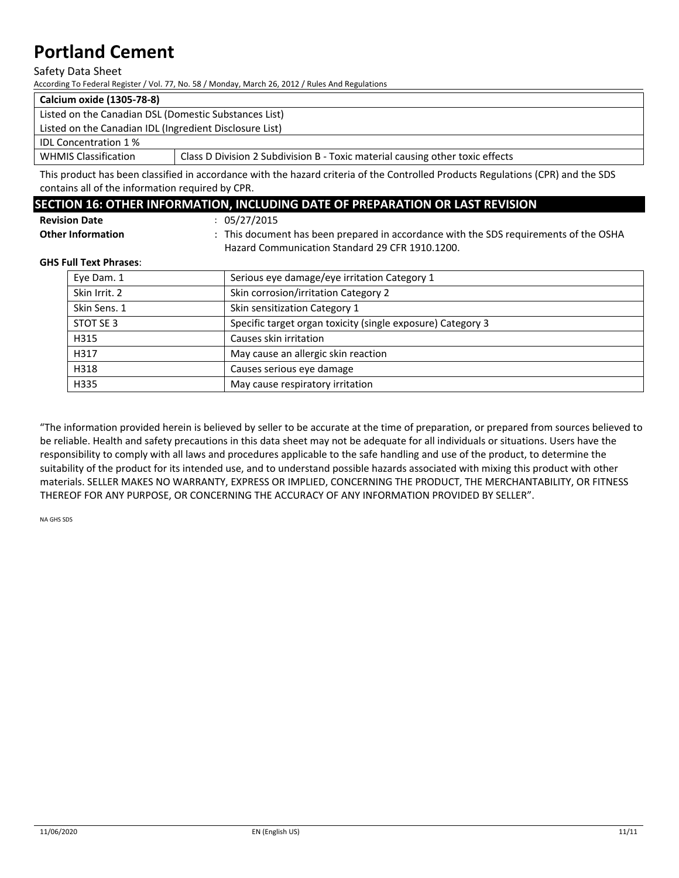| Calcium oxide (1305-78-8) | |
|---|---|
| Listed on the Canadian DSL (Domestic Substances List) | |
| Listed on the Canadian IDL (Ingredient Disclosure List) | |
| IDL Concentration 1 % | |
| WHMIS Classification | Class D Division 2 Subdivision B - Toxic material causing other toxic effects |

This product has been classified in accordance with the hazard criteria of the Controlled Products Regulations (CPR) and the SDS contains all of the information required by CPR.

## SECTION 16: OTHER INFORMATION, INCLUDING DATE OF PREPARATION OR LAST REVISION

**Revision Date** : 05/27/2015

**Other Information** : This document has been prepared in accordance with the SDS requirements of the OSHA Hazard Communication Standard 29 CFR 1910.1200.

**GHS Full Text Phrases**:

| | |
|---|---|
| Eye Dam. 1 | Serious eye damage/eye irritation Category 1 |
| Skin Irrit. 2 | Skin corrosion/irritation Category 2 |
| Skin Sens. 1 | Skin sensitization Category 1 |
| STOT SE 3 | Specific target organ toxicity (single exposure) Category 3 |
| H315 | Causes skin irritation |
| H317 | May cause an allergic skin reaction |
| H318 | Causes serious eye damage |
| H335 | May cause respiratory irritation |

"The information provided herein is believed by seller to be accurate at the time of preparation, or prepared from sources believed to be reliable. Health and safety precautions in this data sheet may not be adequate for all individuals or situations. Users have the responsibility to comply with all laws and procedures applicable to the safe handling and use of the product, to determine the suitability of the product for its intended use, and to understand possible hazards associated with mixing this product with other materials. SELLER MAKES NO WARRANTY, EXPRESS OR IMPLIED, CONCERNING THE PRODUCT, THE MERCHANTABILITY, OR FITNESS THEREOF FOR ANY PURPOSE, OR CONCERNING THE ACCURACY OF ANY INFORMATION PROVIDED BY SELLER".

NA GHS SDS